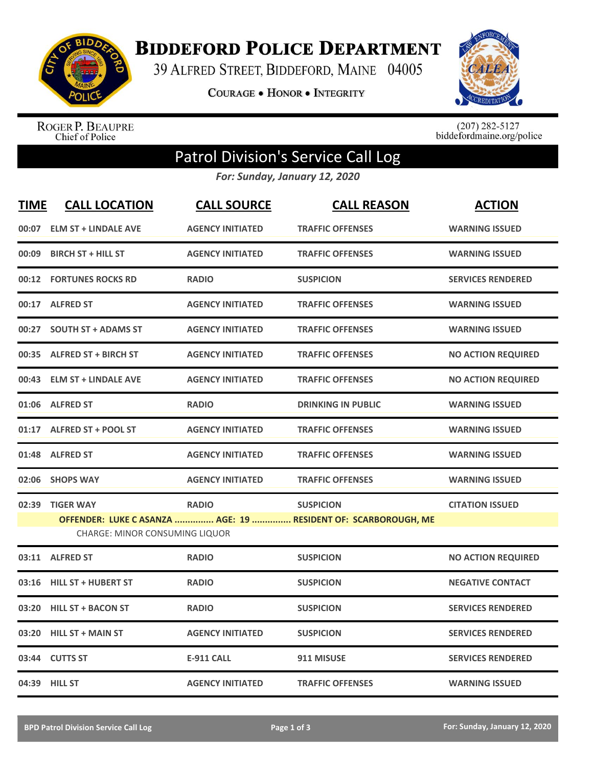# BIDDEFORD POLICE DEPARTMENT

39 ALFRED STREET, BIDDEFORD, MAINE 04005

COURAGE • HONOR • INTEGRITY

ROGER P. BEAUPRE
Chief of Police

(207) 282-5127
biddefordmaine.org/police

## Patrol Division's Service Call Log

***For: Sunday, January 12, 2020***

| TIME | CALL LOCATION | CALL SOURCE | CALL REASON | ACTION |
|---|---|---|---|---|
| 00:07 | ELM ST + LINDALE AVE | AGENCY INITIATED | TRAFFIC OFFENSES | WARNING ISSUED |
| 00:09 | BIRCH ST + HILL ST | AGENCY INITIATED | TRAFFIC OFFENSES | WARNING ISSUED |
| 00:12 | FORTUNES ROCKS RD | RADIO | SUSPICION | SERVICES RENDERED |
| 00:17 | ALFRED ST | AGENCY INITIATED | TRAFFIC OFFENSES | WARNING ISSUED |
| 00:27 | SOUTH ST + ADAMS ST | AGENCY INITIATED | TRAFFIC OFFENSES | WARNING ISSUED |
| 00:35 | ALFRED ST + BIRCH ST | AGENCY INITIATED | TRAFFIC OFFENSES | NO ACTION REQUIRED |
| 00:43 | ELM ST + LINDALE AVE | AGENCY INITIATED | TRAFFIC OFFENSES | NO ACTION REQUIRED |
| 01:06 | ALFRED ST | RADIO | DRINKING IN PUBLIC | WARNING ISSUED |
| 01:17 | ALFRED ST + POOL ST | AGENCY INITIATED | TRAFFIC OFFENSES | WARNING ISSUED |
| 01:48 | ALFRED ST | AGENCY INITIATED | TRAFFIC OFFENSES | WARNING ISSUED |
| 02:06 | SHOPS WAY | AGENCY INITIATED | TRAFFIC OFFENSES | WARNING ISSUED |
| 02:39 | TIGER WAY | RADIO | SUSPICION | CITATION ISSUED |
| | **OFFENDER: LUKE C ASANZA ............... AGE: 19 ............... RESIDENT OF: SCARBOROUGH, ME** | | | |
| | CHARGE: MINOR CONSUMING LIQUOR | | | |
| 03:11 | ALFRED ST | RADIO | SUSPICION | NO ACTION REQUIRED |
| 03:16 | HILL ST + HUBERT ST | RADIO | SUSPICION | NEGATIVE CONTACT |
| 03:20 | HILL ST + BACON ST | RADIO | SUSPICION | SERVICES RENDERED |
| 03:20 | HILL ST + MAIN ST | AGENCY INITIATED | SUSPICION | SERVICES RENDERED |
| 03:44 | CUTTS ST | E-911 CALL | 911 MISUSE | SERVICES RENDERED |
| 04:39 | HILL ST | AGENCY INITIATED | TRAFFIC OFFENSES | WARNING ISSUED |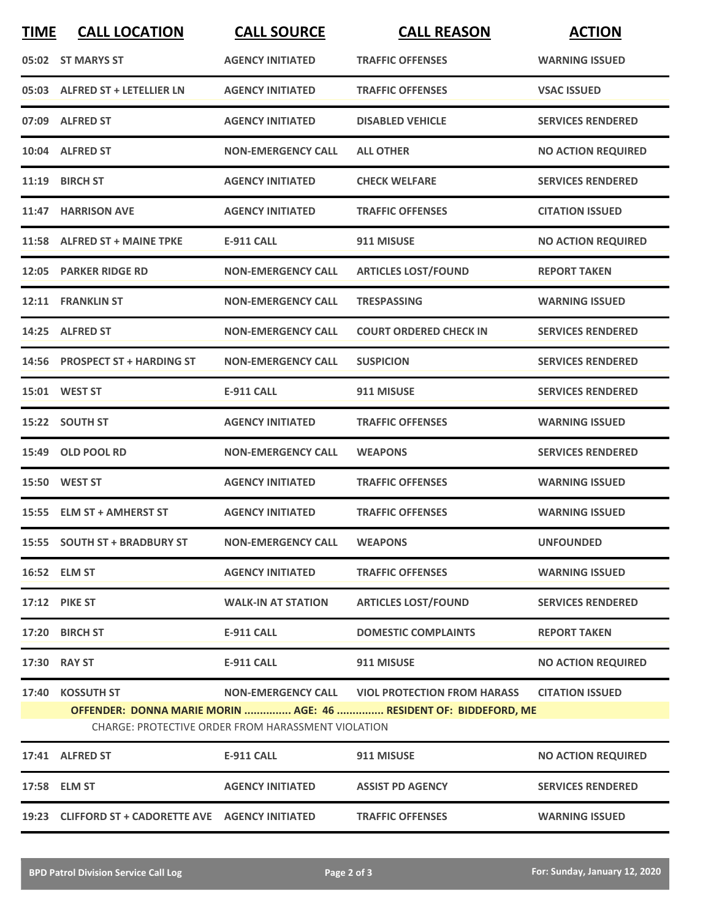| TIME | CALL LOCATION | CALL SOURCE | CALL REASON | ACTION |
|---|---|---|---|---|
| 05:02 | ST MARYS ST | AGENCY INITIATED | TRAFFIC OFFENSES | WARNING ISSUED |
| 05:03 | ALFRED ST + LETELLIER LN | AGENCY INITIATED | TRAFFIC OFFENSES | VSAC ISSUED |
| 07:09 | ALFRED ST | AGENCY INITIATED | DISABLED VEHICLE | SERVICES RENDERED |
| 10:04 | ALFRED ST | NON-EMERGENCY CALL | ALL OTHER | NO ACTION REQUIRED |
| 11:19 | BIRCH ST | AGENCY INITIATED | CHECK WELFARE | SERVICES RENDERED |
| 11:47 | HARRISON AVE | AGENCY INITIATED | TRAFFIC OFFENSES | CITATION ISSUED |
| 11:58 | ALFRED ST + MAINE TPKE | E-911 CALL | 911 MISUSE | NO ACTION REQUIRED |
| 12:05 | PARKER RIDGE RD | NON-EMERGENCY CALL | ARTICLES LOST/FOUND | REPORT TAKEN |
| 12:11 | FRANKLIN ST | NON-EMERGENCY CALL | TRESPASSING | WARNING ISSUED |
| 14:25 | ALFRED ST | NON-EMERGENCY CALL | COURT ORDERED CHECK IN | SERVICES RENDERED |
| 14:56 | PROSPECT ST + HARDING ST | NON-EMERGENCY CALL | SUSPICION | SERVICES RENDERED |
| 15:01 | WEST ST | E-911 CALL | 911 MISUSE | SERVICES RENDERED |
| 15:22 | SOUTH ST | AGENCY INITIATED | TRAFFIC OFFENSES | WARNING ISSUED |
| 15:49 | OLD POOL RD | NON-EMERGENCY CALL | WEAPONS | SERVICES RENDERED |
| 15:50 | WEST ST | AGENCY INITIATED | TRAFFIC OFFENSES | WARNING ISSUED |
| 15:55 | ELM ST + AMHERST ST | AGENCY INITIATED | TRAFFIC OFFENSES | WARNING ISSUED |
| 15:55 | SOUTH ST + BRADBURY ST | NON-EMERGENCY CALL | WEAPONS | UNFOUNDED |
| 16:52 | ELM ST | AGENCY INITIATED | TRAFFIC OFFENSES | WARNING ISSUED |
| 17:12 | PIKE ST | WALK-IN AT STATION | ARTICLES LOST/FOUND | SERVICES RENDERED |
| 17:20 | BIRCH ST | E-911 CALL | DOMESTIC COMPLAINTS | REPORT TAKEN |
| 17:30 | RAY ST | E-911 CALL | 911 MISUSE | NO ACTION REQUIRED |
| 17:40 | KOSSUTH ST | NON-EMERGENCY CALL | VIOL PROTECTION FROM HARASS | CITATION ISSUED |
| | **OFFENDER: DONNA MARIE MORIN ............... AGE: 46 ............... RESIDENT OF: BIDDEFORD, ME** | | | |
| | CHARGE: PROTECTIVE ORDER FROM HARASSMENT VIOLATION | | | |
| 17:41 | ALFRED ST | E-911 CALL | 911 MISUSE | NO ACTION REQUIRED |
| 17:58 | ELM ST | AGENCY INITIATED | ASSIST PD AGENCY | SERVICES RENDERED |
| 19:23 | CLIFFORD ST + CADORETTE AVE | AGENCY INITIATED | TRAFFIC OFFENSES | WARNING ISSUED |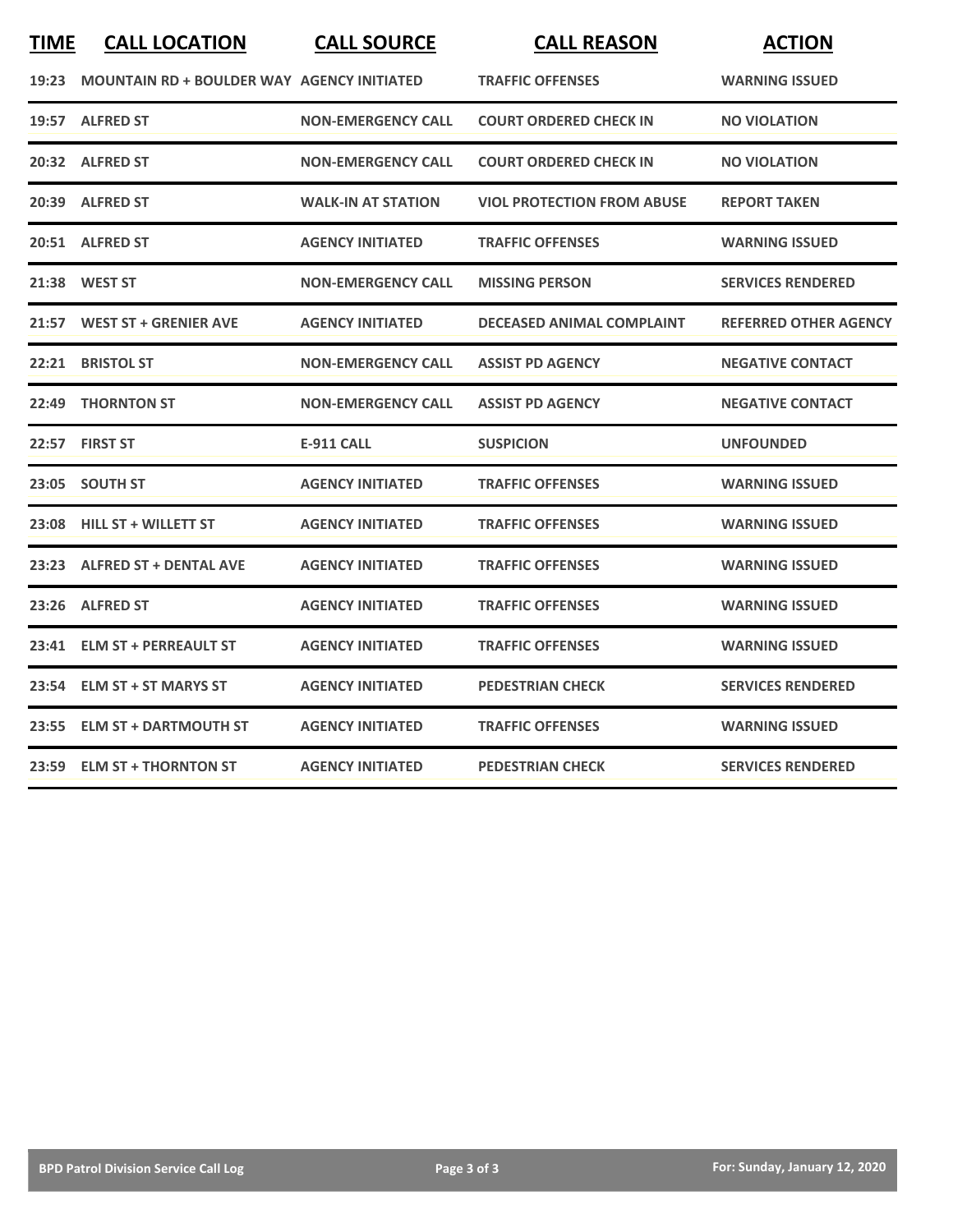| TIME | CALL LOCATION | CALL SOURCE | CALL REASON | ACTION |
|---|---|---|---|---|
| 19:23 | MOUNTAIN RD + BOULDER WAY | AGENCY INITIATED | TRAFFIC OFFENSES | WARNING ISSUED |
| 19:57 | ALFRED ST | NON-EMERGENCY CALL | COURT ORDERED CHECK IN | NO VIOLATION |
| 20:32 | ALFRED ST | NON-EMERGENCY CALL | COURT ORDERED CHECK IN | NO VIOLATION |
| 20:39 | ALFRED ST | WALK-IN AT STATION | VIOL PROTECTION FROM ABUSE | REPORT TAKEN |
| 20:51 | ALFRED ST | AGENCY INITIATED | TRAFFIC OFFENSES | WARNING ISSUED |
| 21:38 | WEST ST | NON-EMERGENCY CALL | MISSING PERSON | SERVICES RENDERED |
| 21:57 | WEST ST + GRENIER AVE | AGENCY INITIATED | DECEASED ANIMAL COMPLAINT | REFERRED OTHER AGENCY |
| 22:21 | BRISTOL ST | NON-EMERGENCY CALL | ASSIST PD AGENCY | NEGATIVE CONTACT |
| 22:49 | THORNTON ST | NON-EMERGENCY CALL | ASSIST PD AGENCY | NEGATIVE CONTACT |
| 22:57 | FIRST ST | E-911 CALL | SUSPICION | UNFOUNDED |
| 23:05 | SOUTH ST | AGENCY INITIATED | TRAFFIC OFFENSES | WARNING ISSUED |
| 23:08 | HILL ST + WILLETT ST | AGENCY INITIATED | TRAFFIC OFFENSES | WARNING ISSUED |
| 23:23 | ALFRED ST + DENTAL AVE | AGENCY INITIATED | TRAFFIC OFFENSES | WARNING ISSUED |
| 23:26 | ALFRED ST | AGENCY INITIATED | TRAFFIC OFFENSES | WARNING ISSUED |
| 23:41 | ELM ST + PERREAULT ST | AGENCY INITIATED | TRAFFIC OFFENSES | WARNING ISSUED |
| 23:54 | ELM ST + ST MARYS ST | AGENCY INITIATED | PEDESTRIAN CHECK | SERVICES RENDERED |
| 23:55 | ELM ST + DARTMOUTH ST | AGENCY INITIATED | TRAFFIC OFFENSES | WARNING ISSUED |
| 23:59 | ELM ST + THORNTON ST | AGENCY INITIATED | PEDESTRIAN CHECK | SERVICES RENDERED |